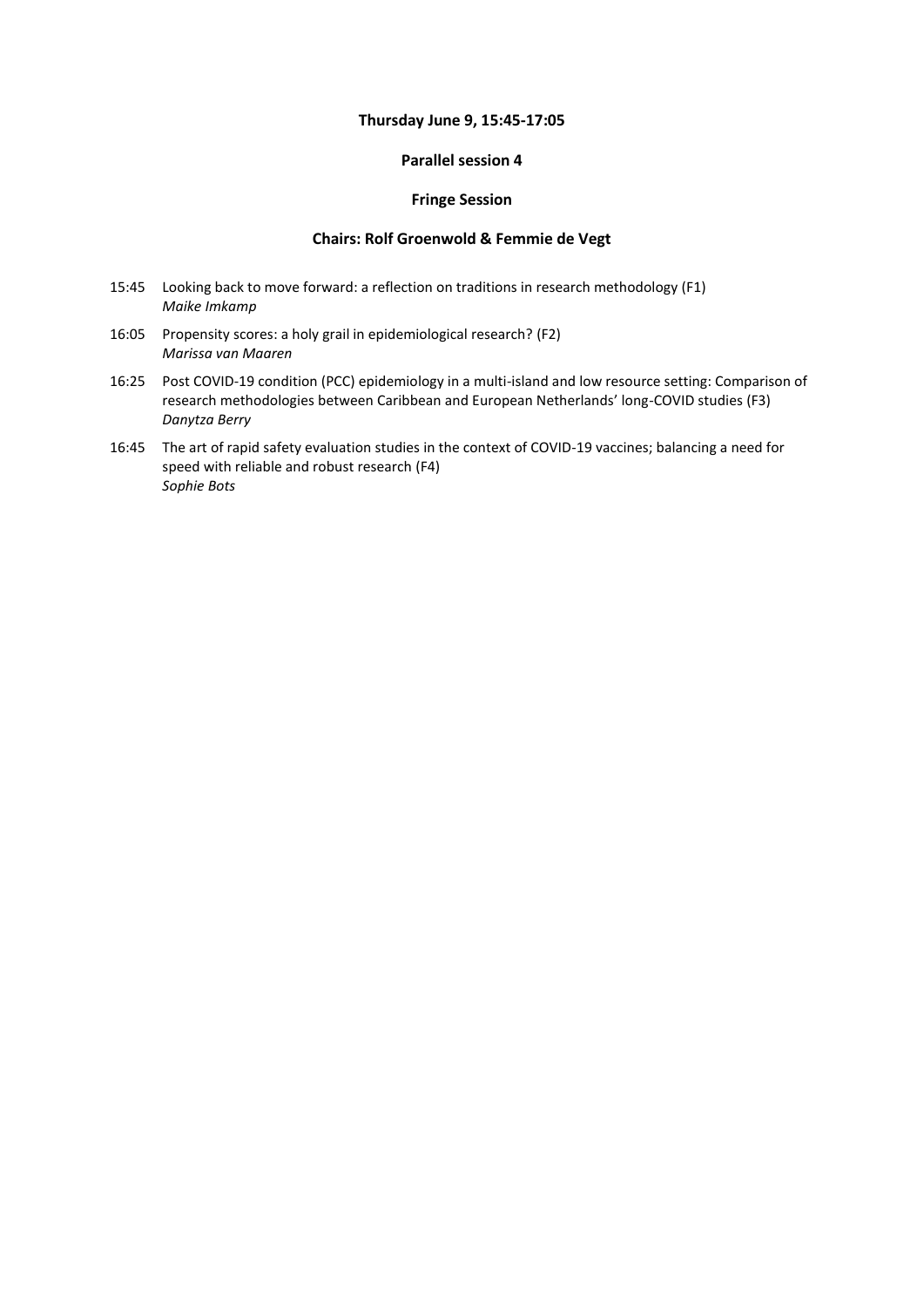**Thursday June 9, 15:45-17:05**

**Parallel session 4**

**Fringe Session**

**Chairs: Rolf Groenwold & Femmie de Vegt**

15:45 Looking back to move forward: a reflection on traditions in research methodology (F1)
*Maike Imkamp*

16:05 Propensity scores: a holy grail in epidemiological research? (F2)
*Marissa van Maaren*

16:25 Post COVID-19 condition (PCC) epidemiology in a multi-island and low resource setting: Comparison of research methodologies between Caribbean and European Netherlands' long-COVID studies (F3)
*Danytza Berry*

16:45 The art of rapid safety evaluation studies in the context of COVID-19 vaccines; balancing a need for speed with reliable and robust research (F4)
*Sophie Bots*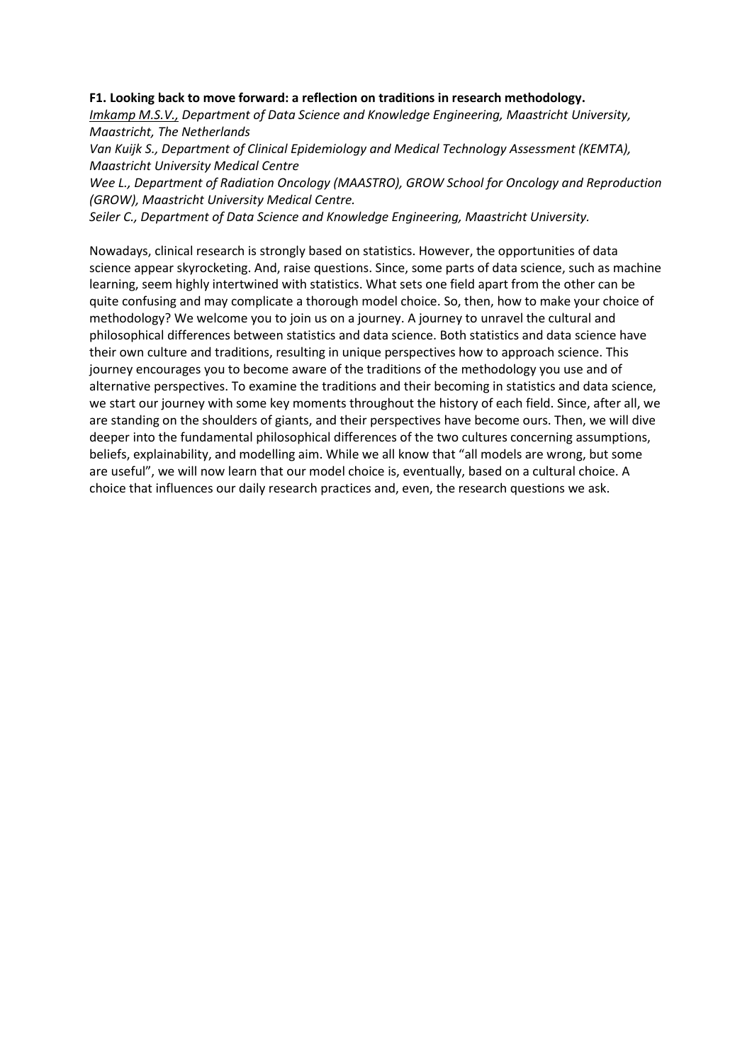**F1. Looking back to move forward: a reflection on traditions in research methodology.**

*<u>Imkamp M.S.V.,</u> Department of Data Science and Knowledge Engineering, Maastricht University, Maastricht, The Netherlands*

*Van Kuijk S., Department of Clinical Epidemiology and Medical Technology Assessment (KEMTA), Maastricht University Medical Centre*

*Wee L., Department of Radiation Oncology (MAASTRO), GROW School for Oncology and Reproduction (GROW), Maastricht University Medical Centre.*

*Seiler C., Department of Data Science and Knowledge Engineering, Maastricht University.*

Nowadays, clinical research is strongly based on statistics. However, the opportunities of data science appear skyrocketing. And, raise questions. Since, some parts of data science, such as machine learning, seem highly intertwined with statistics. What sets one field apart from the other can be quite confusing and may complicate a thorough model choice. So, then, how to make your choice of methodology? We welcome you to join us on a journey. A journey to unravel the cultural and philosophical differences between statistics and data science. Both statistics and data science have their own culture and traditions, resulting in unique perspectives how to approach science. This journey encourages you to become aware of the traditions of the methodology you use and of alternative perspectives. To examine the traditions and their becoming in statistics and data science, we start our journey with some key moments throughout the history of each field. Since, after all, we are standing on the shoulders of giants, and their perspectives have become ours. Then, we will dive deeper into the fundamental philosophical differences of the two cultures concerning assumptions, beliefs, explainability, and modelling aim. While we all know that "all models are wrong, but some are useful", we will now learn that our model choice is, eventually, based on a cultural choice. A choice that influences our daily research practices and, even, the research questions we ask.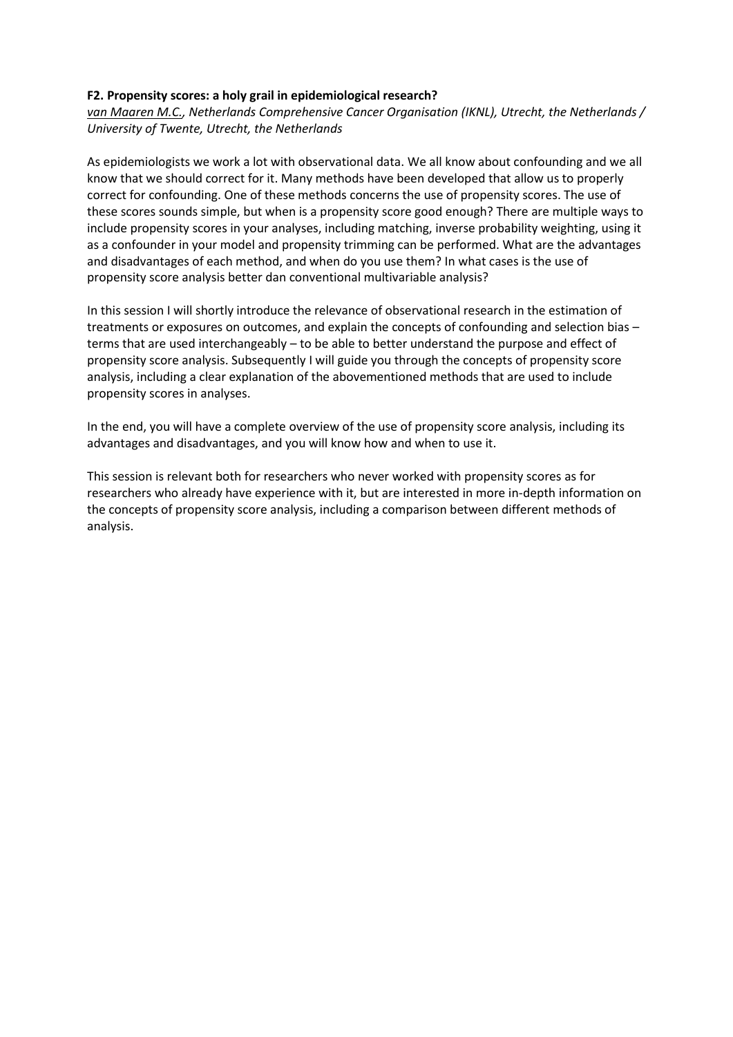**F2. Propensity scores: a holy grail in epidemiological research?**

*van Maaren M.C., Netherlands Comprehensive Cancer Organisation (IKNL), Utrecht, the Netherlands / University of Twente, Utrecht, the Netherlands*

As epidemiologists we work a lot with observational data. We all know about confounding and we all know that we should correct for it. Many methods have been developed that allow us to properly correct for confounding. One of these methods concerns the use of propensity scores. The use of these scores sounds simple, but when is a propensity score good enough? There are multiple ways to include propensity scores in your analyses, including matching, inverse probability weighting, using it as a confounder in your model and propensity trimming can be performed. What are the advantages and disadvantages of each method, and when do you use them? In what cases is the use of propensity score analysis better dan conventional multivariable analysis?

In this session I will shortly introduce the relevance of observational research in the estimation of treatments or exposures on outcomes, and explain the concepts of confounding and selection bias – terms that are used interchangeably – to be able to better understand the purpose and effect of propensity score analysis. Subsequently I will guide you through the concepts of propensity score analysis, including a clear explanation of the abovementioned methods that are used to include propensity scores in analyses.

In the end, you will have a complete overview of the use of propensity score analysis, including its advantages and disadvantages, and you will know how and when to use it.

This session is relevant both for researchers who never worked with propensity scores as for researchers who already have experience with it, but are interested in more in-depth information on the concepts of propensity score analysis, including a comparison between different methods of analysis.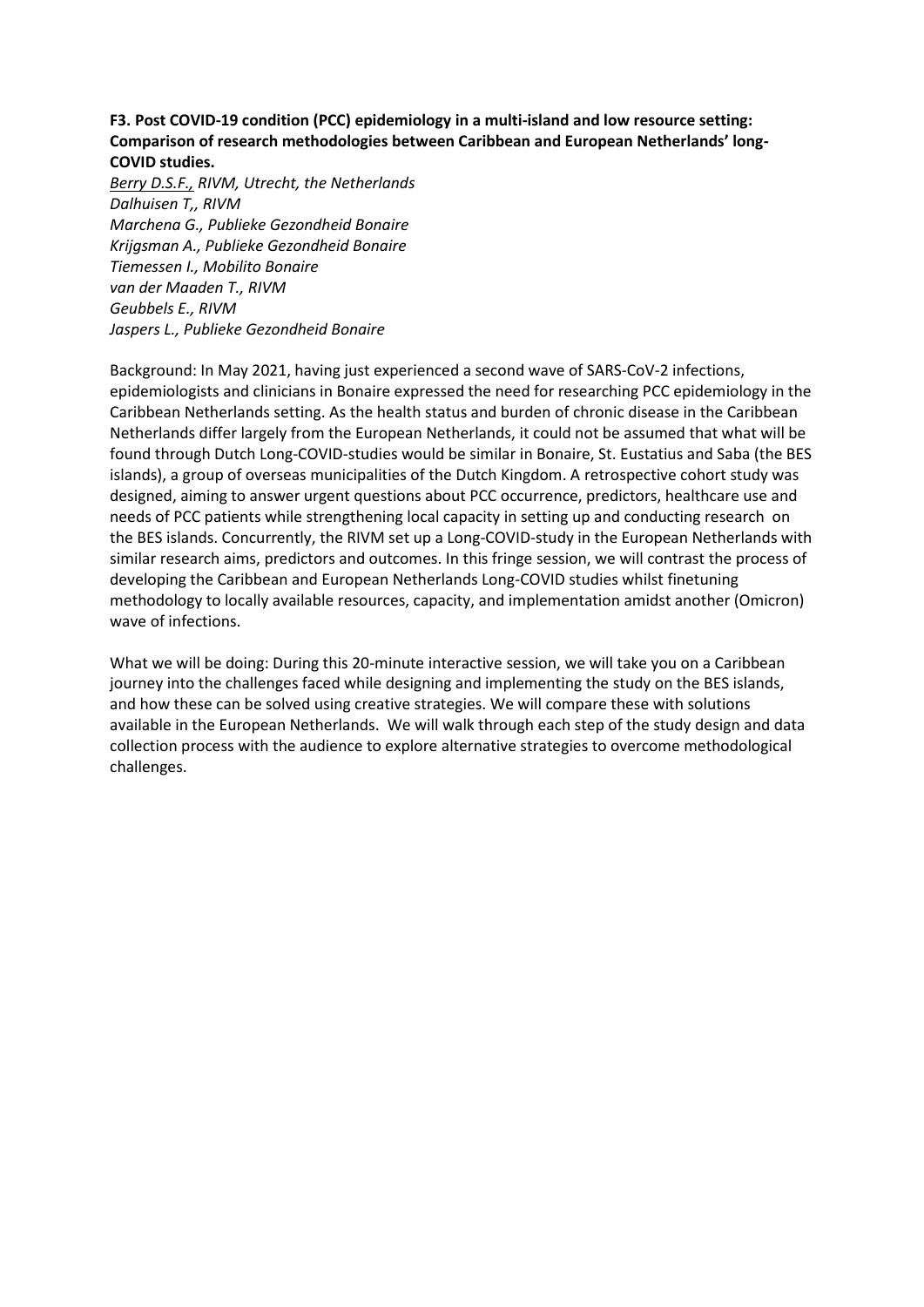**F3. Post COVID-19 condition (PCC) epidemiology in a multi-island and low resource setting: Comparison of research methodologies between Caribbean and European Netherlands' long-COVID studies.**

*Berry D.S.F., RIVM, Utrecht, the Netherlands*
*Dalhuisen T,, RIVM*
*Marchena G., Publieke Gezondheid Bonaire*
*Krijgsman A., Publieke Gezondheid Bonaire*
*Tiemessen I., Mobilito Bonaire*
*van der Maaden T., RIVM*
*Geubbels E., RIVM*
*Jaspers L., Publieke Gezondheid Bonaire*

Background: In May 2021, having just experienced a second wave of SARS-CoV-2 infections, epidemiologists and clinicians in Bonaire expressed the need for researching PCC epidemiology in the Caribbean Netherlands setting. As the health status and burden of chronic disease in the Caribbean Netherlands differ largely from the European Netherlands, it could not be assumed that what will be found through Dutch Long-COVID-studies would be similar in Bonaire, St. Eustatius and Saba (the BES islands), a group of overseas municipalities of the Dutch Kingdom. A retrospective cohort study was designed, aiming to answer urgent questions about PCC occurrence, predictors, healthcare use and needs of PCC patients while strengthening local capacity in setting up and conducting research on the BES islands. Concurrently, the RIVM set up a Long-COVID-study in the European Netherlands with similar research aims, predictors and outcomes. In this fringe session, we will contrast the process of developing the Caribbean and European Netherlands Long-COVID studies whilst finetuning methodology to locally available resources, capacity, and implementation amidst another (Omicron) wave of infections.

What we will be doing: During this 20-minute interactive session, we will take you on a Caribbean journey into the challenges faced while designing and implementing the study on the BES islands, and how these can be solved using creative strategies. We will compare these with solutions available in the European Netherlands. We will walk through each step of the study design and data collection process with the audience to explore alternative strategies to overcome methodological challenges.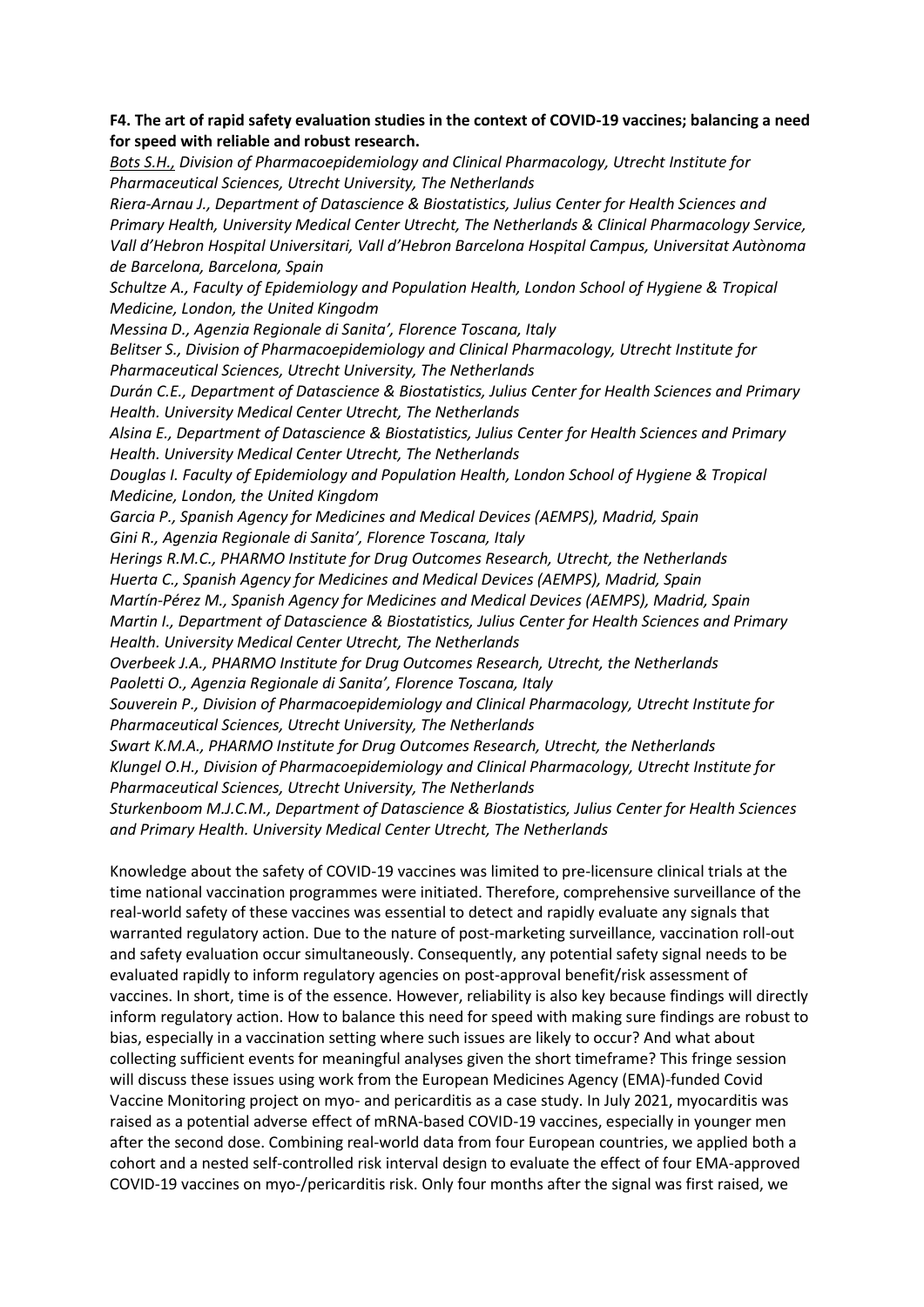**F4. The art of rapid safety evaluation studies in the context of COVID-19 vaccines; balancing a need for speed with reliable and robust research.**

*Bots S.H., Division of Pharmacoepidemiology and Clinical Pharmacology, Utrecht Institute for Pharmaceutical Sciences, Utrecht University, The Netherlands*
*Riera-Arnau J., Department of Datascience & Biostatistics, Julius Center for Health Sciences and Primary Health, University Medical Center Utrecht, The Netherlands & Clinical Pharmacology Service, Vall d'Hebron Hospital Universitari, Vall d'Hebron Barcelona Hospital Campus, Universitat Autònoma de Barcelona, Barcelona, Spain*
*Schultze A., Faculty of Epidemiology and Population Health, London School of Hygiene & Tropical Medicine, London, the United Kingodm*
*Messina D., Agenzia Regionale di Sanita', Florence Toscana, Italy*
*Belitser S., Division of Pharmacoepidemiology and Clinical Pharmacology, Utrecht Institute for Pharmaceutical Sciences, Utrecht University, The Netherlands*
*Durán C.E., Department of Datascience & Biostatistics, Julius Center for Health Sciences and Primary Health. University Medical Center Utrecht, The Netherlands*
*Alsina E., Department of Datascience & Biostatistics, Julius Center for Health Sciences and Primary Health. University Medical Center Utrecht, The Netherlands*
*Douglas I. Faculty of Epidemiology and Population Health, London School of Hygiene & Tropical Medicine, London, the United Kingdom*
*Garcia P., Spanish Agency for Medicines and Medical Devices (AEMPS), Madrid, Spain*
*Gini R., Agenzia Regionale di Sanita', Florence Toscana, Italy*
*Herings R.M.C., PHARMO Institute for Drug Outcomes Research, Utrecht, the Netherlands*
*Huerta C., Spanish Agency for Medicines and Medical Devices (AEMPS), Madrid, Spain*
*Martín-Pérez M., Spanish Agency for Medicines and Medical Devices (AEMPS), Madrid, Spain*
*Martin I., Department of Datascience & Biostatistics, Julius Center for Health Sciences and Primary Health. University Medical Center Utrecht, The Netherlands*
*Overbeek J.A., PHARMO Institute for Drug Outcomes Research, Utrecht, the Netherlands*
*Paoletti O., Agenzia Regionale di Sanita', Florence Toscana, Italy*
*Souverein P., Division of Pharmacoepidemiology and Clinical Pharmacology, Utrecht Institute for Pharmaceutical Sciences, Utrecht University, The Netherlands*
*Swart K.M.A., PHARMO Institute for Drug Outcomes Research, Utrecht, the Netherlands*
*Klungel O.H., Division of Pharmacoepidemiology and Clinical Pharmacology, Utrecht Institute for Pharmaceutical Sciences, Utrecht University, The Netherlands*
*Sturkenboom M.J.C.M., Department of Datascience & Biostatistics, Julius Center for Health Sciences and Primary Health. University Medical Center Utrecht, The Netherlands*

Knowledge about the safety of COVID-19 vaccines was limited to pre-licensure clinical trials at the time national vaccination programmes were initiated. Therefore, comprehensive surveillance of the real-world safety of these vaccines was essential to detect and rapidly evaluate any signals that warranted regulatory action. Due to the nature of post-marketing surveillance, vaccination roll-out and safety evaluation occur simultaneously. Consequently, any potential safety signal needs to be evaluated rapidly to inform regulatory agencies on post-approval benefit/risk assessment of vaccines. In short, time is of the essence. However, reliability is also key because findings will directly inform regulatory action. How to balance this need for speed with making sure findings are robust to bias, especially in a vaccination setting where such issues are likely to occur? And what about collecting sufficient events for meaningful analyses given the short timeframe? This fringe session will discuss these issues using work from the European Medicines Agency (EMA)-funded Covid Vaccine Monitoring project on myo- and pericarditis as a case study. In July 2021, myocarditis was raised as a potential adverse effect of mRNA-based COVID-19 vaccines, especially in younger men after the second dose. Combining real-world data from four European countries, we applied both a cohort and a nested self-controlled risk interval design to evaluate the effect of four EMA-approved COVID-19 vaccines on myo-/pericarditis risk. Only four months after the signal was first raised, we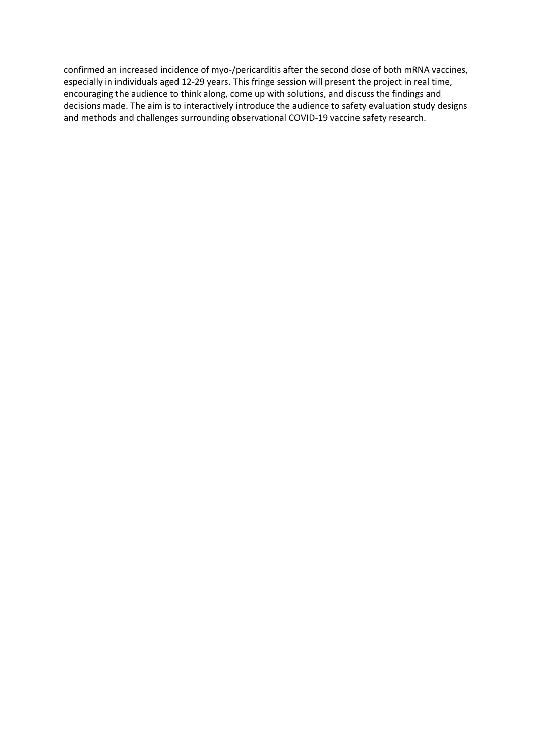confirmed an increased incidence of myo-/pericarditis after the second dose of both mRNA vaccines, especially in individuals aged 12-29 years. This fringe session will present the project in real time, encouraging the audience to think along, come up with solutions, and discuss the findings and decisions made. The aim is to interactively introduce the audience to safety evaluation study designs and methods and challenges surrounding observational COVID-19 vaccine safety research.